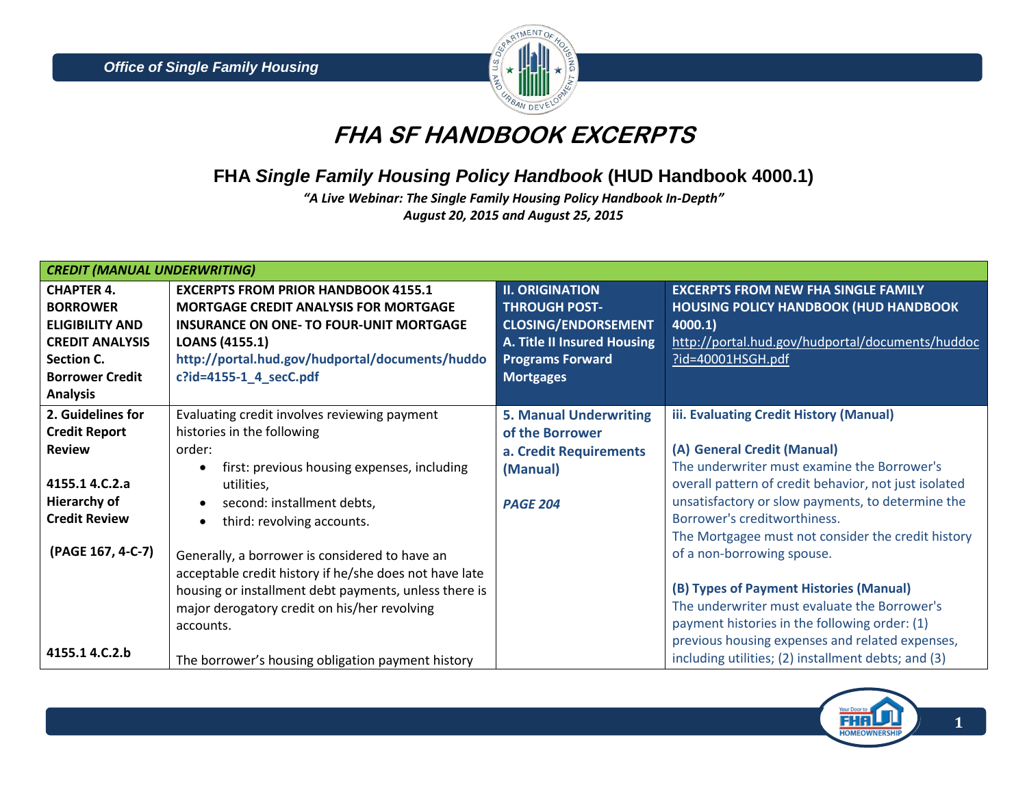# FHA SF HANDBOOK EXCERPTS

## FHA *Single Family Housing Policy Handbook* (HUD Handbook 4000.1)

*"A Live Webinar: The Single Family Housing Policy Handbook In-Depth"*
*August 20, 2015 and August 25, 2015*

| *CREDIT (MANUAL UNDERWRITING)* | | | |
|---|---|---|---|
| **CHAPTER 4. BORROWER ELIGIBILITY AND CREDIT ANALYSIS Section C. Borrower Credit Analysis** | **EXCERPTS FROM PRIOR HANDBOOK 4155.1 MORTGAGE CREDIT ANALYSIS FOR MORTGAGE INSURANCE ON ONE- TO FOUR-UNIT MORTGAGE LOANS (4155.1)** **http://portal.hud.gov/hudportal/documents/huddoc?id=4155-1_4_secC.pdf** | **II. ORIGINATION THROUGH POST-CLOSING/ENDORSEMENT A. Title II Insured Housing Programs Forward Mortgages** | **EXCERPTS FROM NEW FHA SINGLE FAMILY HOUSING POLICY HANDBOOK (HUD HANDBOOK 4000.1)** http://portal.hud.gov/hudportal/documents/huddoc?id=40001HSGH.pdf |
| **2. Guidelines for Credit Report Review**<br><br>**4155.1 4.C.2.a Hierarchy of Credit Review**<br><br>**(PAGE 167, 4-C-7)**<br><br>**4155.1 4.C.2.b** | Evaluating credit involves reviewing payment histories in the following order:<br>• first: previous housing expenses, including utilities,<br>• second: installment debts,<br>• third: revolving accounts.<br><br>Generally, a borrower is considered to have an acceptable credit history if he/she does not have late housing or installment debt payments, unless there is major derogatory credit on his/her revolving accounts.<br><br>The borrower's housing obligation payment history | **5. Manual Underwriting of the Borrower**<br>**a. Credit Requirements (Manual)**<br><br>***PAGE 204*** | **iii. Evaluating Credit History (Manual)**<br><br>**(A) General Credit (Manual)**<br>The underwriter must examine the Borrower's overall pattern of credit behavior, not just isolated unsatisfactory or slow payments, to determine the Borrower's creditworthiness.<br>The Mortgagee must not consider the credit history of a non-borrowing spouse.<br><br>**(B) Types of Payment Histories (Manual)**<br>The underwriter must evaluate the Borrower's payment histories in the following order: (1) previous housing expenses and related expenses, including utilities; (2) installment debts; and (3) |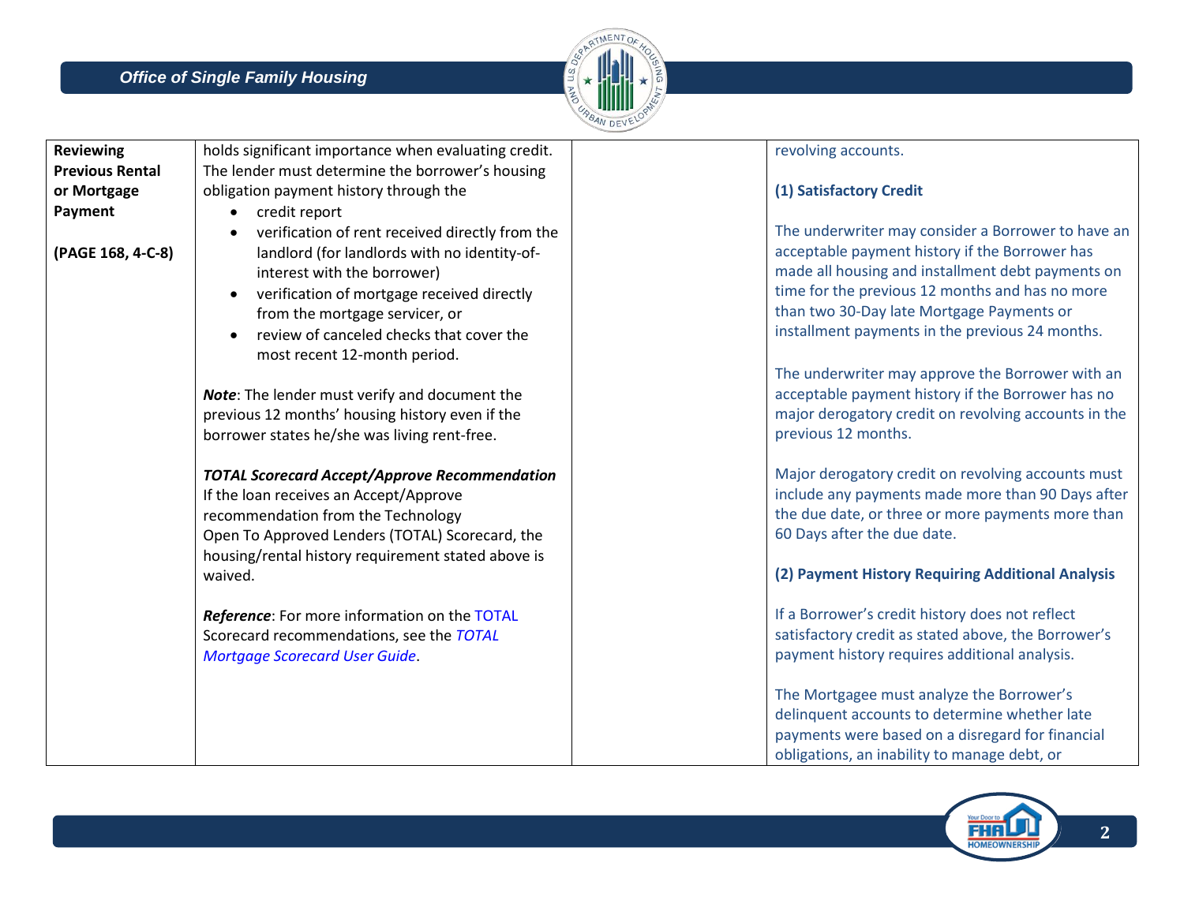| | | | |
|---|---|---|---|
| **Reviewing Previous Rental or Mortgage Payment**<br><br>**(PAGE 168, 4-C-8)** | holds significant importance when evaluating credit. The lender must determine the borrower's housing obligation payment history through the<br>• credit report<br>• verification of rent received directly from the landlord (for landlords with no identity-of-interest with the borrower)<br>• verification of mortgage received directly from the mortgage servicer, or<br>• review of canceled checks that cover the most recent 12-month period.<br><br>***Note***: The lender must verify and document the previous 12 months' housing history even if the borrower states he/she was living rent-free.<br><br>***TOTAL Scorecard Accept/Approve Recommendation***<br>If the loan receives an Accept/Approve recommendation from the Technology Open To Approved Lenders (TOTAL) Scorecard, the housing/rental history requirement stated above is waived.<br><br>***Reference***: For more information on the TOTAL Scorecard recommendations, see the *TOTAL Mortgage Scorecard User Guide*. | | revolving accounts.<br><br>**(1) Satisfactory Credit**<br><br>The underwriter may consider a Borrower to have an acceptable payment history if the Borrower has made all housing and installment debt payments on time for the previous 12 months and has no more than two 30-Day late Mortgage Payments or installment payments in the previous 24 months.<br><br>The underwriter may approve the Borrower with an acceptable payment history if the Borrower has no major derogatory credit on revolving accounts in the previous 12 months.<br><br>Major derogatory credit on revolving accounts must include any payments made more than 90 Days after the due date, or three or more payments more than 60 Days after the due date.<br><br>**(2) Payment History Requiring Additional Analysis**<br><br>If a Borrower's credit history does not reflect satisfactory credit as stated above, the Borrower's payment history requires additional analysis.<br><br>The Mortgagee must analyze the Borrower's delinquent accounts to determine whether late payments were based on a disregard for financial obligations, an inability to manage debt, or |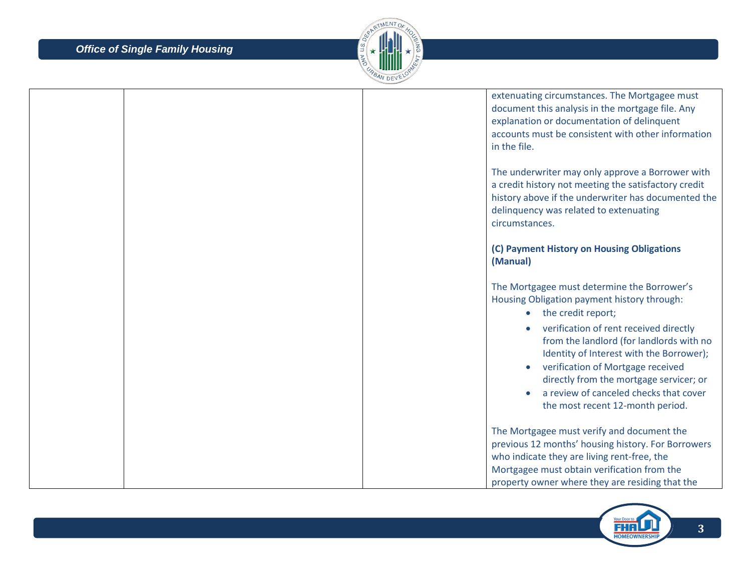| | | | |
|---|---|---|---|
| | | | extenuating circumstances. The Mortgagee must document this analysis in the mortgage file. Any explanation or documentation of delinquent accounts must be consistent with other information in the file.<br><br>The underwriter may only approve a Borrower with a credit history not meeting the satisfactory credit history above if the underwriter has documented the delinquency was related to extenuating circumstances.<br><br>**(C) Payment History on Housing Obligations (Manual)**<br><br>The Mortgagee must determine the Borrower's Housing Obligation payment history through:<br>• the credit report;<br>• verification of rent received directly from the landlord (for landlords with no Identity of Interest with the Borrower);<br>• verification of Mortgage received directly from the mortgage servicer; or<br>• a review of canceled checks that cover the most recent 12-month period.<br><br>The Mortgagee must verify and document the previous 12 months' housing history. For Borrowers who indicate they are living rent-free, the Mortgagee must obtain verification from the property owner where they are residing that the |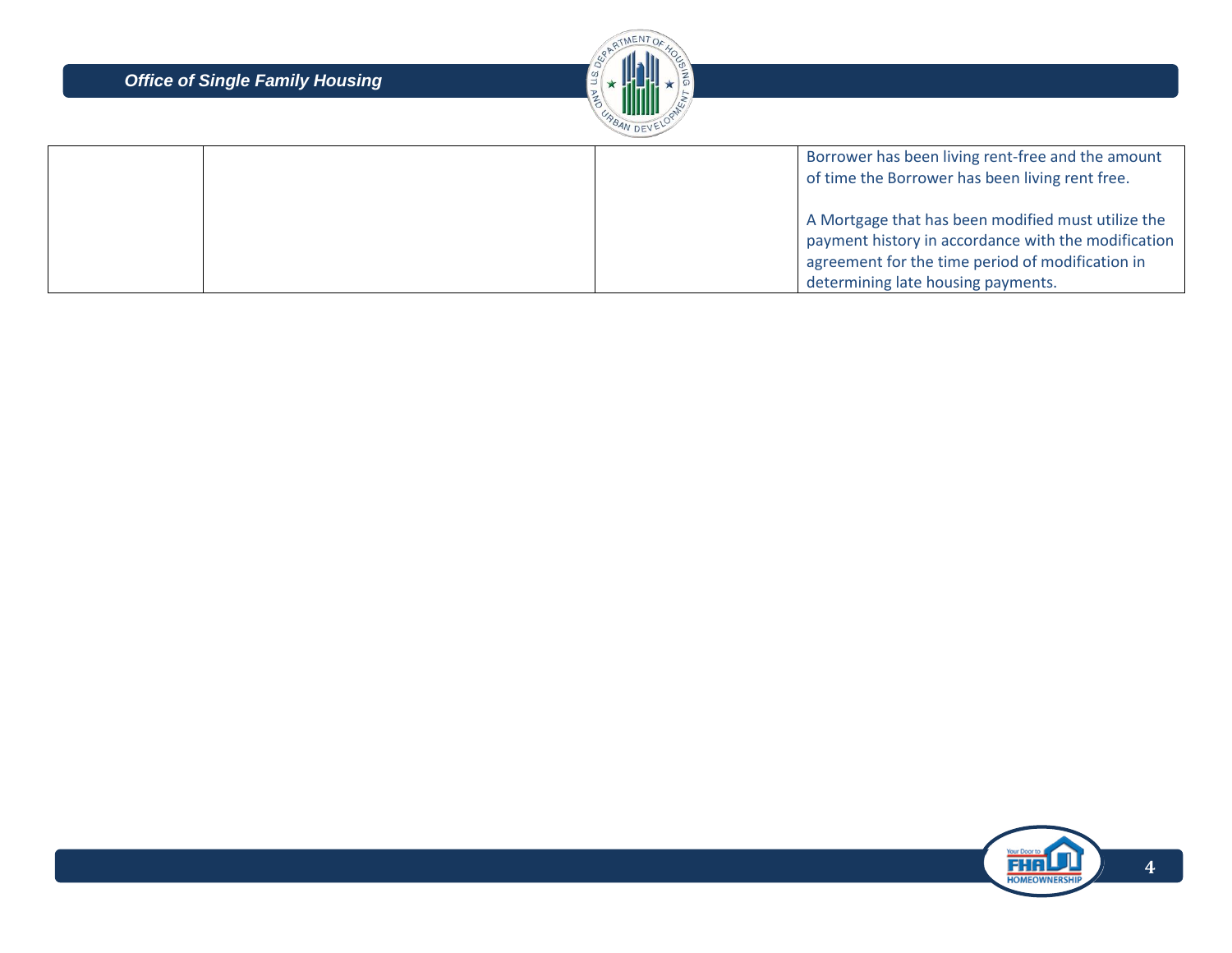| | | | |
|---|---|---|---|
| | | | Borrower has been living rent-free and the amount of time the Borrower has been living rent free.<br><br>A Mortgage that has been modified must utilize the payment history in accordance with the modification agreement for the time period of modification in determining late housing payments. |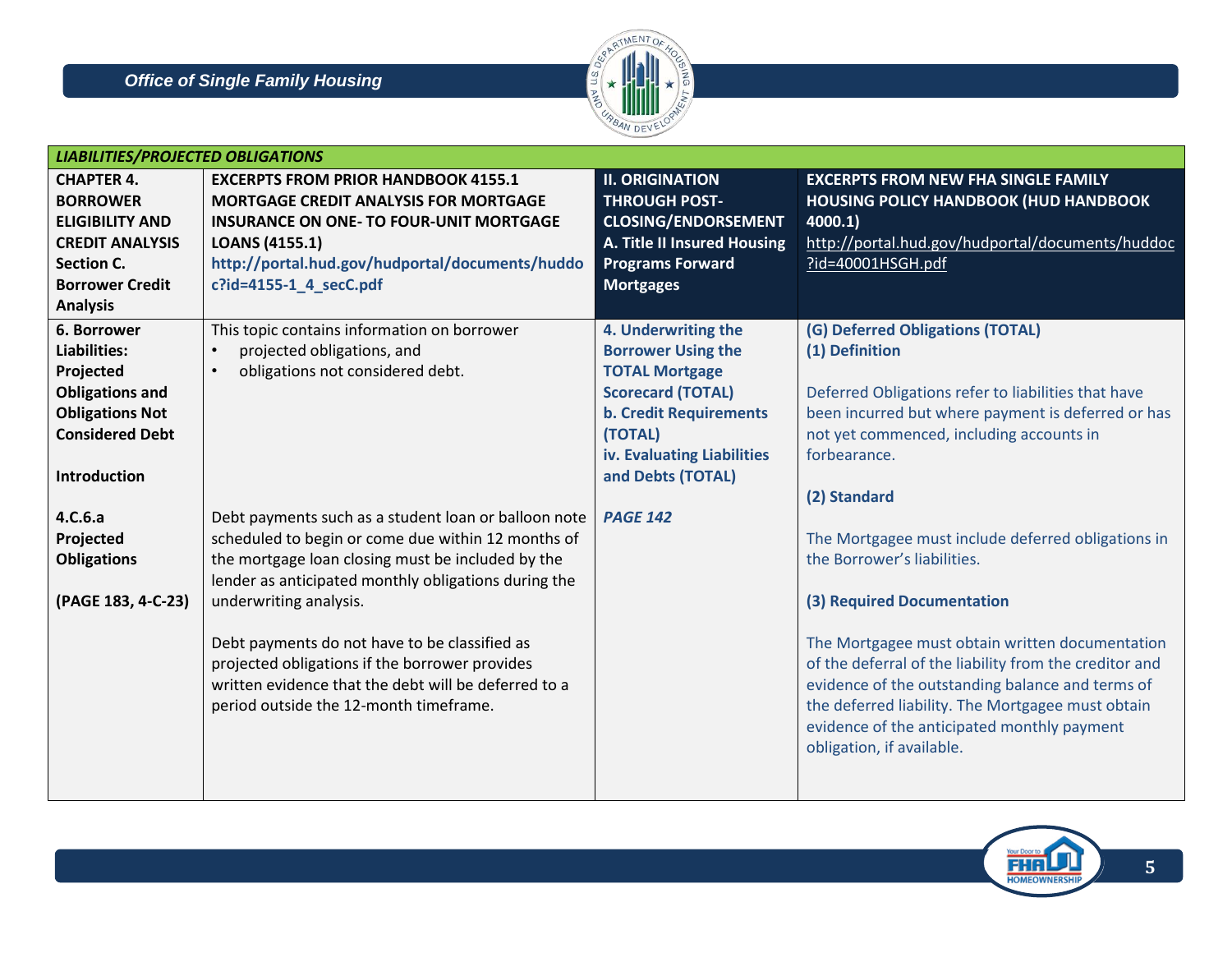| LIABILITIES/PROJECTED OBLIGATIONS | | | |
|---|---|---|---|
| **CHAPTER 4. BORROWER ELIGIBILITY AND CREDIT ANALYSIS Section C. Borrower Credit Analysis** | **EXCERPTS FROM PRIOR HANDBOOK 4155.1 MORTGAGE CREDIT ANALYSIS FOR MORTGAGE INSURANCE ON ONE- TO FOUR-UNIT MORTGAGE LOANS (4155.1)** **http://portal.hud.gov/hudportal/documents/huddoc?id=4155-1_4_secC.pdf** | **II. ORIGINATION THROUGH POST-CLOSING/ENDORSEMENT A. Title II Insured Housing Programs Forward Mortgages** | **EXCERPTS FROM NEW FHA SINGLE FAMILY HOUSING POLICY HANDBOOK (HUD HANDBOOK 4000.1)** http://portal.hud.gov/hudportal/documents/huddoc?id=40001HSGH.pdf |
| **6. Borrower Liabilities: Projected Obligations and Obligations Not Considered Debt**<br><br>**Introduction**<br><br>**4.C.6.a Projected Obligations**<br><br>**(PAGE 183, 4-C-23)** | This topic contains information on borrower<br>• projected obligations, and<br>• obligations not considered debt.<br><br>Debt payments such as a student loan or balloon note scheduled to begin or come due within 12 months of the mortgage loan closing must be included by the lender as anticipated monthly obligations during the underwriting analysis.<br><br>Debt payments do not have to be classified as projected obligations if the borrower provides written evidence that the debt will be deferred to a period outside the 12-month timeframe. | **4. Underwriting the Borrower Using the TOTAL Mortgage Scorecard (TOTAL)**<br>**b. Credit Requirements (TOTAL)**<br>**iv. Evaluating Liabilities and Debts (TOTAL)**<br><br>***PAGE 142*** | **(G) Deferred Obligations (TOTAL)**<br>**(1) Definition**<br><br>Deferred Obligations refer to liabilities that have been incurred but where payment is deferred or has not yet commenced, including accounts in forbearance.<br><br>**(2) Standard**<br><br>The Mortgagee must include deferred obligations in the Borrower's liabilities.<br><br>**(3) Required Documentation**<br><br>The Mortgagee must obtain written documentation of the deferral of the liability from the creditor and evidence of the outstanding balance and terms of the deferred liability. The Mortgagee must obtain evidence of the anticipated monthly payment obligation, if available. |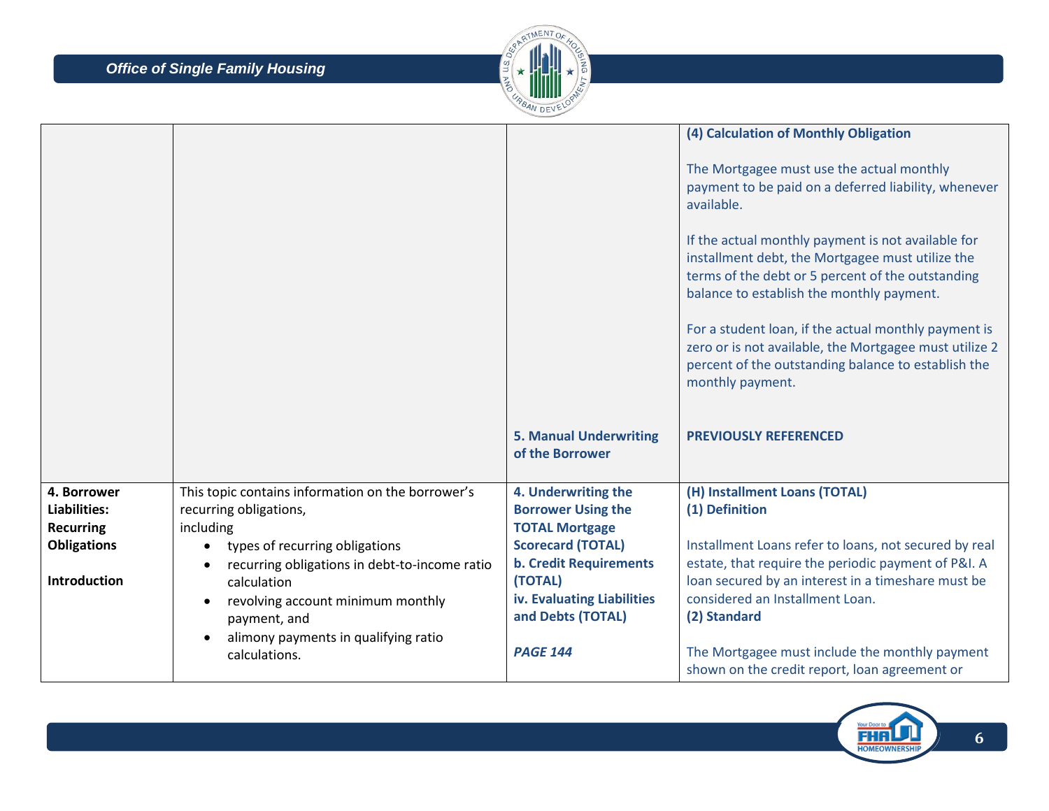| | | | |
|---|---|---|---|
| | | | **(4) Calculation of Monthly Obligation**<br><br>The Mortgagee must use the actual monthly payment to be paid on a deferred liability, whenever available.<br><br>If the actual monthly payment is not available for installment debt, the Mortgagee must utilize the terms of the debt or 5 percent of the outstanding balance to establish the monthly payment.<br><br>For a student loan, if the actual monthly payment is zero or is not available, the Mortgagee must utilize 2 percent of the outstanding balance to establish the monthly payment. |
| | | **5. Manual Underwriting of the Borrower** | **PREVIOUSLY REFERENCED** |
| **4. Borrower Liabilities: Recurring Obligations**<br><br>**Introduction** | This topic contains information on the borrower's recurring obligations, including<br>• types of recurring obligations<br>• recurring obligations in debt-to-income ratio calculation<br>• revolving account minimum monthly payment, and<br>• alimony payments in qualifying ratio calculations. | **4. Underwriting the Borrower Using the TOTAL Mortgage Scorecard (TOTAL)**<br>**b. Credit Requirements (TOTAL)**<br>**iv. Evaluating Liabilities and Debts (TOTAL)**<br><br>***PAGE 144*** | **(H) Installment Loans (TOTAL)**<br>**(1) Definition**<br><br>Installment Loans refer to loans, not secured by real estate, that require the periodic payment of P&I. A loan secured by an interest in a timeshare must be considered an Installment Loan.<br>**(2) Standard**<br><br>The Mortgagee must include the monthly payment shown on the credit report, loan agreement or |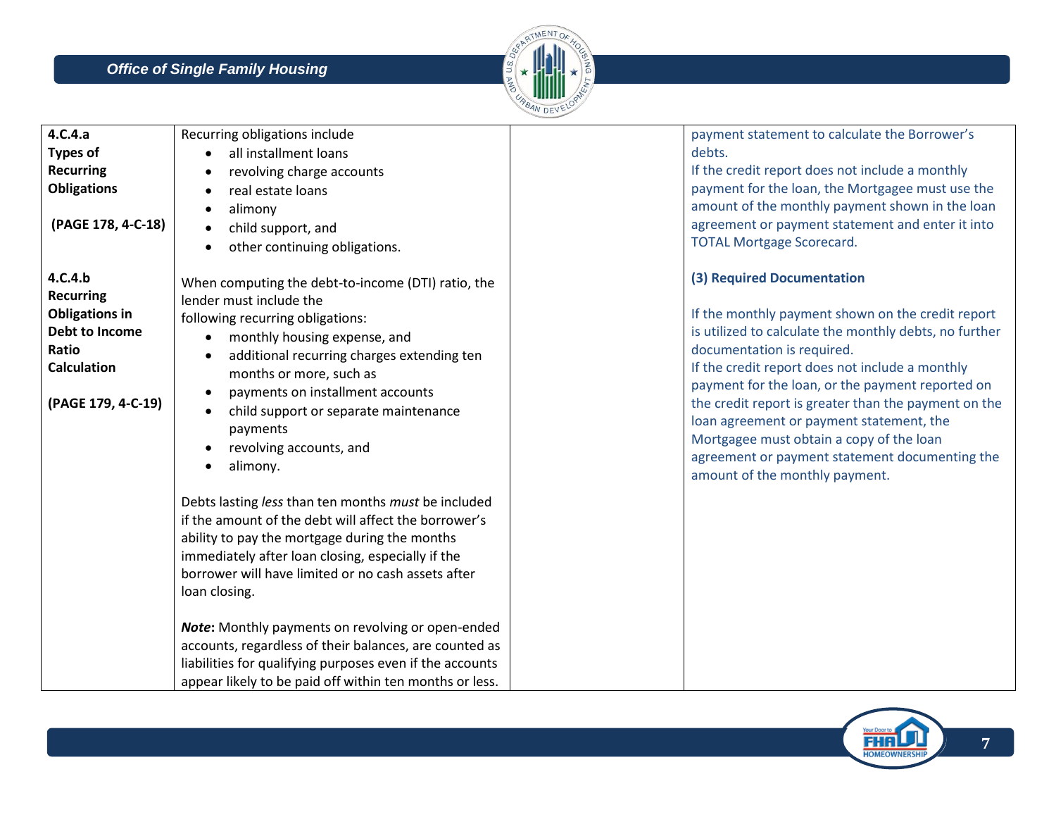| | | | |
|---|---|---|---|
| **4.C.4.a Types of Recurring Obligations** <br><br> **(PAGE 178, 4-C-18)** | Recurring obligations include <br>• all installment loans <br>• revolving charge accounts <br>• real estate loans <br>• alimony <br>• child support, and <br>• other continuing obligations. | | payment statement to calculate the Borrower's debts. <br>If the credit report does not include a monthly payment for the loan, the Mortgagee must use the amount of the monthly payment shown in the loan agreement or payment statement and enter it into TOTAL Mortgage Scorecard. |
| **4.C.4.b Recurring Obligations in Debt to Income Ratio Calculation** <br><br> **(PAGE 179, 4-C-19)** | When computing the debt-to-income (DTI) ratio, the lender must include the following recurring obligations: <br>• monthly housing expense, and <br>• additional recurring charges extending ten months or more, such as <br>• payments on installment accounts <br>• child support or separate maintenance payments <br>• revolving accounts, and <br>• alimony. <br><br>Debts lasting *less* than ten months *must* be included if the amount of the debt will affect the borrower's ability to pay the mortgage during the months immediately after loan closing, especially if the borrower will have limited or no cash assets after loan closing. <br><br>***Note*:** Monthly payments on revolving or open-ended accounts, regardless of their balances, are counted as liabilities for qualifying purposes even if the accounts appear likely to be paid off within ten months or less. | | **(3) Required Documentation** <br><br>If the monthly payment shown on the credit report is utilized to calculate the monthly debts, no further documentation is required. <br>If the credit report does not include a monthly payment for the loan, or the payment reported on the credit report is greater than the payment on the loan agreement or payment statement, the Mortgagee must obtain a copy of the loan agreement or payment statement documenting the amount of the monthly payment. |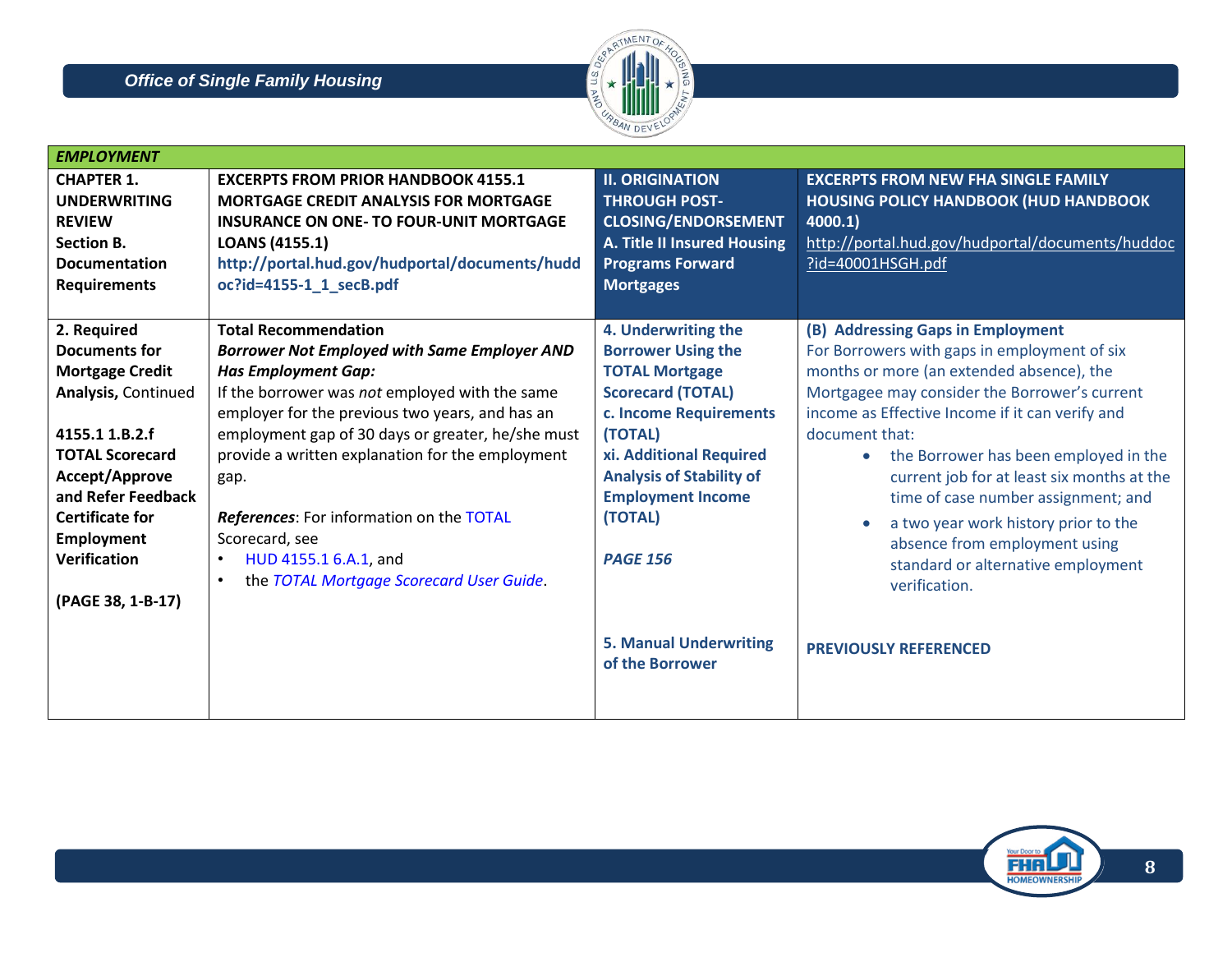| **EMPLOYMENT** | | | |
|---|---|---|---|
| **CHAPTER 1. UNDERWRITING REVIEW Section B. Documentation Requirements** | **EXCERPTS FROM PRIOR HANDBOOK 4155.1 MORTGAGE CREDIT ANALYSIS FOR MORTGAGE INSURANCE ON ONE- TO FOUR-UNIT MORTGAGE LOANS (4155.1)** **http://portal.hud.gov/hudportal/documents/huddoc?id=4155-1_1_secB.pdf** | **II. ORIGINATION THROUGH POST-CLOSING/ENDORSEMENT A. Title II Insured Housing Programs Forward Mortgages** | **EXCERPTS FROM NEW FHA SINGLE FAMILY HOUSING POLICY HANDBOOK (HUD HANDBOOK 4000.1)** http://portal.hud.gov/hudportal/documents/huddoc?id=40001HSGH.pdf |
| **2. Required Documents for Mortgage Credit Analysis,** Continued<br><br>**4155.1 1.B.2.f TOTAL Scorecard Accept/Approve and Refer Feedback Certificate for Employment Verification**<br><br>**(PAGE 38, 1-B-17)** | **Total Recommendation**<br>***Borrower Not Employed with Same Employer AND Has Employment Gap:***<br>If the borrower was *not* employed with the same employer for the previous two years, and has an employment gap of 30 days or greater, he/she must provide a written explanation for the employment gap.<br><br>***References***: For information on the TOTAL Scorecard, see<br>• HUD 4155.1 6.A.1, and<br>• the *TOTAL Mortgage Scorecard User Guide*. | **4. Underwriting the Borrower Using the TOTAL Mortgage Scorecard (TOTAL)**<br>**c. Income Requirements (TOTAL)**<br>**xi. Additional Required Analysis of Stability of Employment Income (TOTAL)**<br><br>***PAGE 156***<br><br>**5. Manual Underwriting of the Borrower** | **(B) Addressing Gaps in Employment**<br>For Borrowers with gaps in employment of six months or more (an extended absence), the Mortgagee may consider the Borrower's current income as Effective Income if it can verify and document that:<br>• the Borrower has been employed in the current job for at least six months at the time of case number assignment; and<br>• a two year work history prior to the absence from employment using standard or alternative employment verification.<br><br>**PREVIOUSLY REFERENCED** |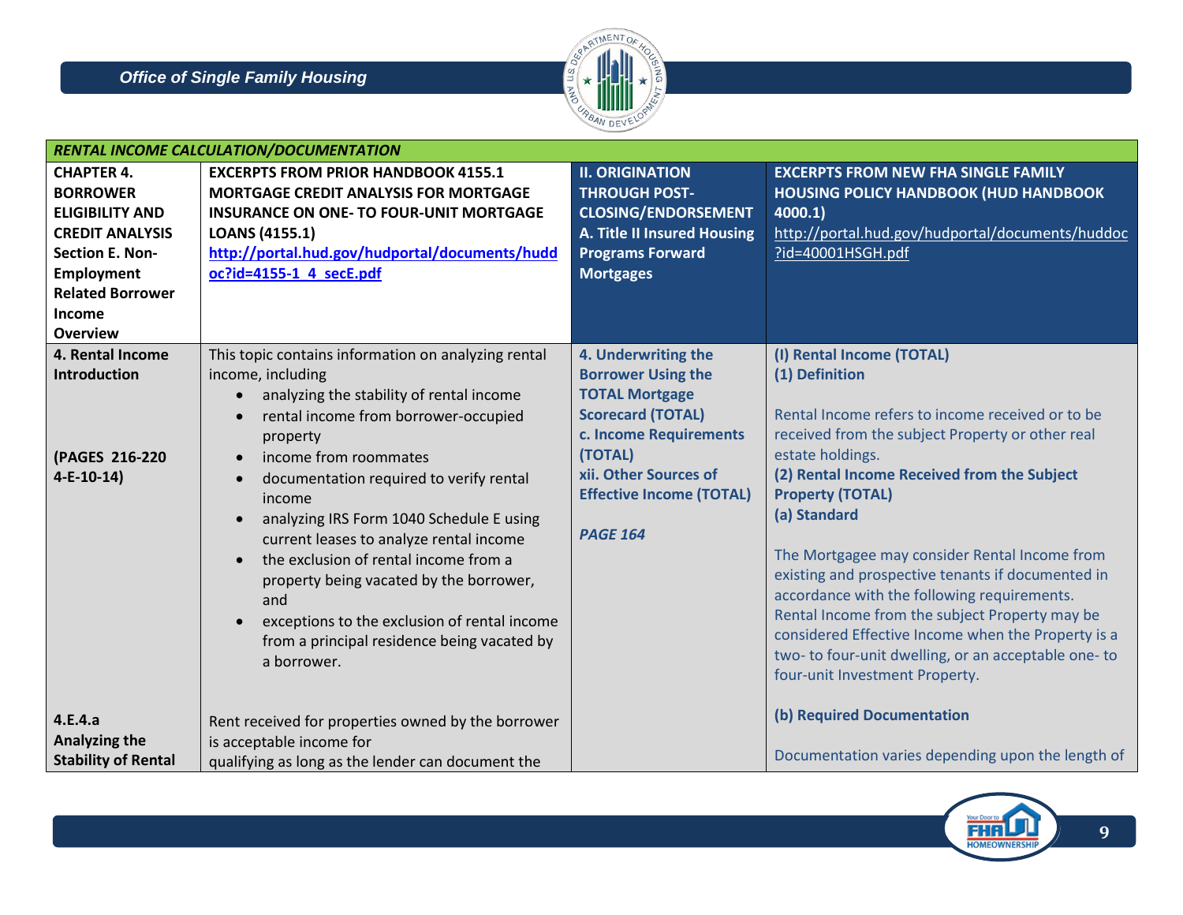| RENTAL INCOME CALCULATION/DOCUMENTATION | | | |
|---|---|---|---|
| **CHAPTER 4. BORROWER ELIGIBILITY AND CREDIT ANALYSIS Section E. Non-Employment Related Borrower Income Overview** | **EXCERPTS FROM PRIOR HANDBOOK 4155.1 MORTGAGE CREDIT ANALYSIS FOR MORTGAGE INSURANCE ON ONE- TO FOUR-UNIT MORTGAGE LOANS (4155.1)** http://portal.hud.gov/hudportal/documents/huddoc?id=4155-1_4_secE.pdf | **II. ORIGINATION THROUGH POST-CLOSING/ENDORSEMENT A. Title II Insured Housing Programs Forward Mortgages** | **EXCERPTS FROM NEW FHA SINGLE FAMILY HOUSING POLICY HANDBOOK (HUD HANDBOOK 4000.1)** http://portal.hud.gov/hudportal/documents/huddoc?id=40001HSGH.pdf |
| **4. Rental Income Introduction**<br><br>**(PAGES 216-220 4-E-10-14)**<br><br>**4.E.4.a Analyzing the Stability of Rental** | This topic contains information on analyzing rental income, including<br>• analyzing the stability of rental income<br>• rental income from borrower-occupied property<br>• income from roommates<br>• documentation required to verify rental income<br>• analyzing IRS Form 1040 Schedule E using current leases to analyze rental income<br>• the exclusion of rental income from a property being vacated by the borrower, and<br>• exceptions to the exclusion of rental income from a principal residence being vacated by a borrower.<br><br>Rent received for properties owned by the borrower is acceptable income for qualifying as long as the lender can document the | **4. Underwriting the Borrower Using the TOTAL Mortgage Scorecard (TOTAL)**<br>**c. Income Requirements (TOTAL)**<br>**xii. Other Sources of Effective Income (TOTAL)**<br><br>***PAGE 164*** | **(I) Rental Income (TOTAL)**<br>**(1) Definition**<br><br>Rental Income refers to income received or to be received from the subject Property or other real estate holdings.<br>**(2) Rental Income Received from the Subject Property (TOTAL)**<br>**(a) Standard**<br><br>The Mortgagee may consider Rental Income from existing and prospective tenants if documented in accordance with the following requirements. Rental Income from the subject Property may be considered Effective Income when the Property is a two- to four-unit dwelling, or an acceptable one- to four-unit Investment Property.<br><br>**(b) Required Documentation**<br><br>Documentation varies depending upon the length of |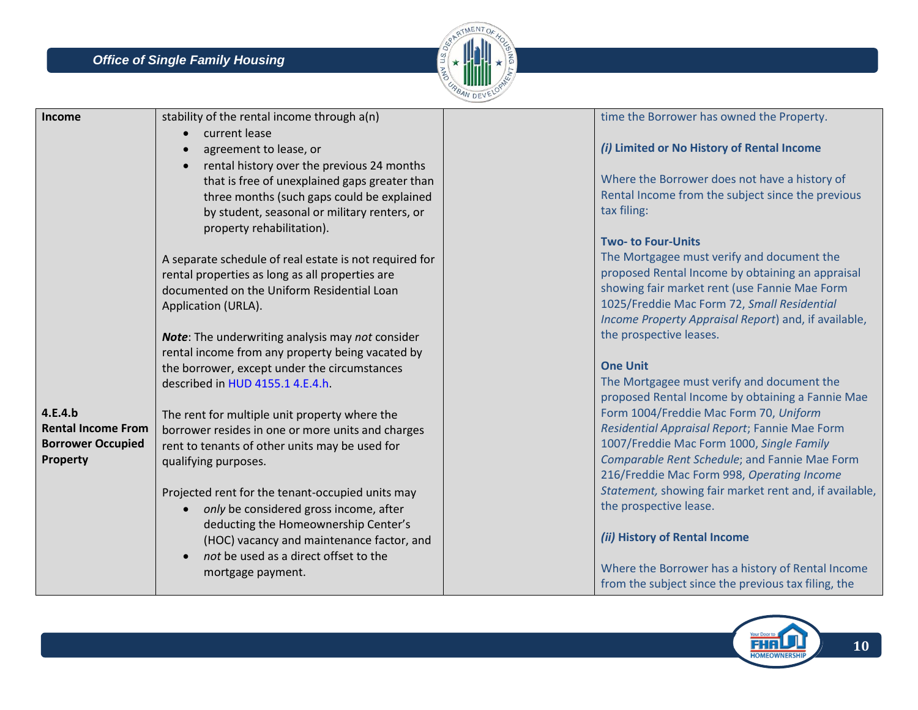| | | | |
|---|---|---|---|
| **Income** | stability of the rental income through a(n)<br>• current lease<br>• agreement to lease, or<br>• rental history over the previous 24 months that is free of unexplained gaps greater than three months (such gaps could be explained by student, seasonal or military renters, or property rehabilitation).<br><br>A separate schedule of real estate is not required for rental properties as long as all properties are documented on the Uniform Residential Loan Application (URLA).<br><br>***Note***: The underwriting analysis may *not* consider rental income from any property being vacated by the borrower, except under the circumstances described in HUD 4155.1 4.E.4.h. | | time the Borrower has owned the Property.<br><br>***(i)* Limited or No History of Rental Income**<br><br>Where the Borrower does not have a history of Rental Income from the subject since the previous tax filing:<br><br>**Two- to Four-Units**<br>The Mortgagee must verify and document the proposed Rental Income by obtaining an appraisal showing fair market rent (use Fannie Mae Form 1025/Freddie Mac Form 72, *Small Residential Income Property Appraisal Report*) and, if available, the prospective leases.<br><br>**One Unit**<br>The Mortgagee must verify and document the proposed Rental Income by obtaining a Fannie Mae Form 1004/Freddie Mac Form 70, *Uniform Residential Appraisal Report*; Fannie Mae Form 1007/Freddie Mac Form 1000, *Single Family Comparable Rent Schedule*; and Fannie Mae Form 216/Freddie Mac Form 998, *Operating Income Statement,* showing fair market rent and, if available, the prospective lease.<br><br>***(ii)* History of Rental Income**<br><br>Where the Borrower has a history of Rental Income from the subject since the previous tax filing, the |
| **4.E.4.b Rental Income From Borrower Occupied Property** | The rent for multiple unit property where the borrower resides in one or more units and charges rent to tenants of other units may be used for qualifying purposes.<br><br>Projected rent for the tenant-occupied units may<br>• *only* be considered gross income, after deducting the Homeownership Center's (HOC) vacancy and maintenance factor, and<br>• *not* be used as a direct offset to the mortgage payment. | | |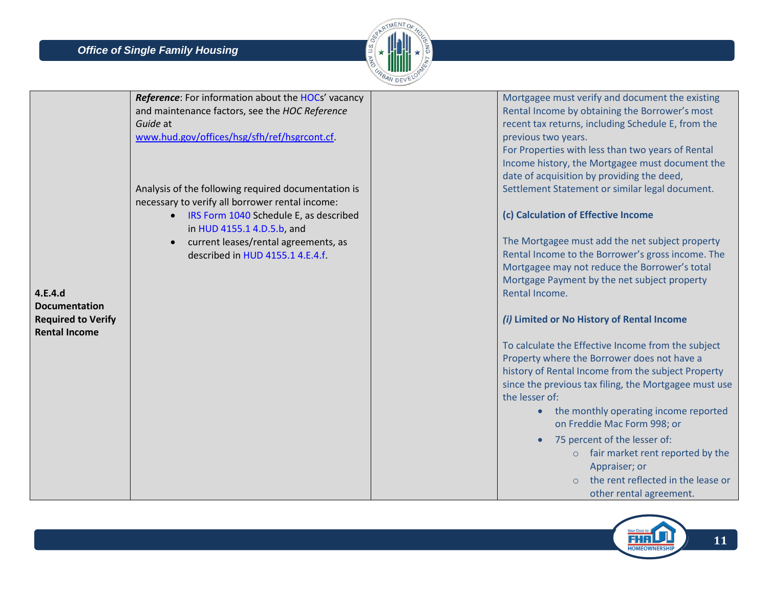| | | | |
|---|---|---|---|
| **4.E.4.d Documentation Required to Verify Rental Income** | ***Reference***: For information about the HOCs' vacancy and maintenance factors, see the *HOC Reference Guide* at www.hud.gov/offices/hsg/sfh/ref/hsgrcont.cf.<br><br>Analysis of the following required documentation is necessary to verify all borrower rental income:<br>• IRS Form 1040 Schedule E, as described in HUD 4155.1 4.D.5.b, and<br>• current leases/rental agreements, as described in HUD 4155.1 4.E.4.f. | | Mortgagee must verify and document the existing Rental Income by obtaining the Borrower's most recent tax returns, including Schedule E, from the previous two years.<br>For Properties with less than two years of Rental Income history, the Mortgagee must document the date of acquisition by providing the deed, Settlement Statement or similar legal document.<br><br>**(c) Calculation of Effective Income**<br><br>The Mortgagee must add the net subject property Rental Income to the Borrower's gross income. The Mortgagee may not reduce the Borrower's total Mortgage Payment by the net subject property Rental Income.<br><br>***(i)* Limited or No History of Rental Income**<br><br>To calculate the Effective Income from the subject Property where the Borrower does not have a history of Rental Income from the subject Property since the previous tax filing, the Mortgagee must use the lesser of:<br>• the monthly operating income reported on Freddie Mac Form 998; or<br>• 75 percent of the lesser of:<br>  ○ fair market rent reported by the Appraiser; or<br>  ○ the rent reflected in the lease or other rental agreement. |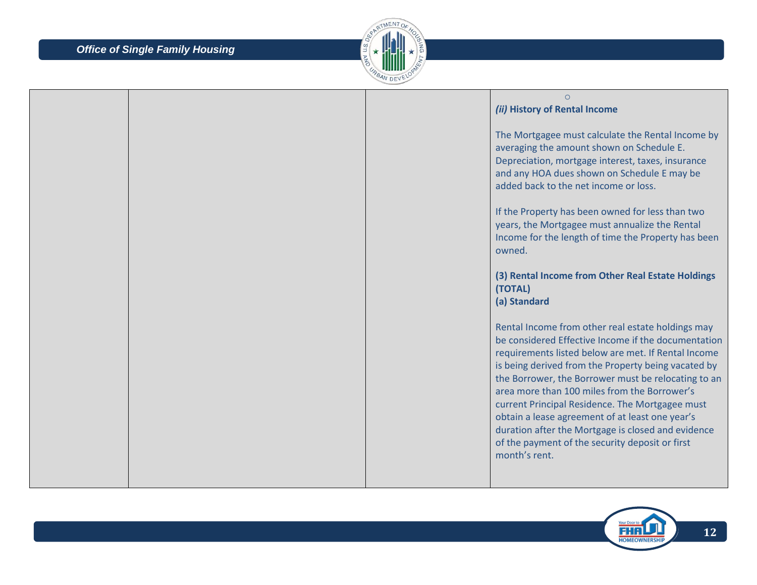| | | | ○<br>***(ii)* History of Rental Income**<br><br>The Mortgagee must calculate the Rental Income by averaging the amount shown on Schedule E. Depreciation, mortgage interest, taxes, insurance and any HOA dues shown on Schedule E may be added back to the net income or loss.<br><br>If the Property has been owned for less than two years, the Mortgagee must annualize the Rental Income for the length of time the Property has been owned.<br><br>**(3) Rental Income from Other Real Estate Holdings (TOTAL)**<br>**(a) Standard**<br><br>Rental Income from other real estate holdings may be considered Effective Income if the documentation requirements listed below are met. If Rental Income is being derived from the Property being vacated by the Borrower, the Borrower must be relocating to an area more than 100 miles from the Borrower's current Principal Residence. The Mortgagee must obtain a lease agreement of at least one year's duration after the Mortgage is closed and evidence of the payment of the security deposit or first month's rent. |
|---|---|---|---|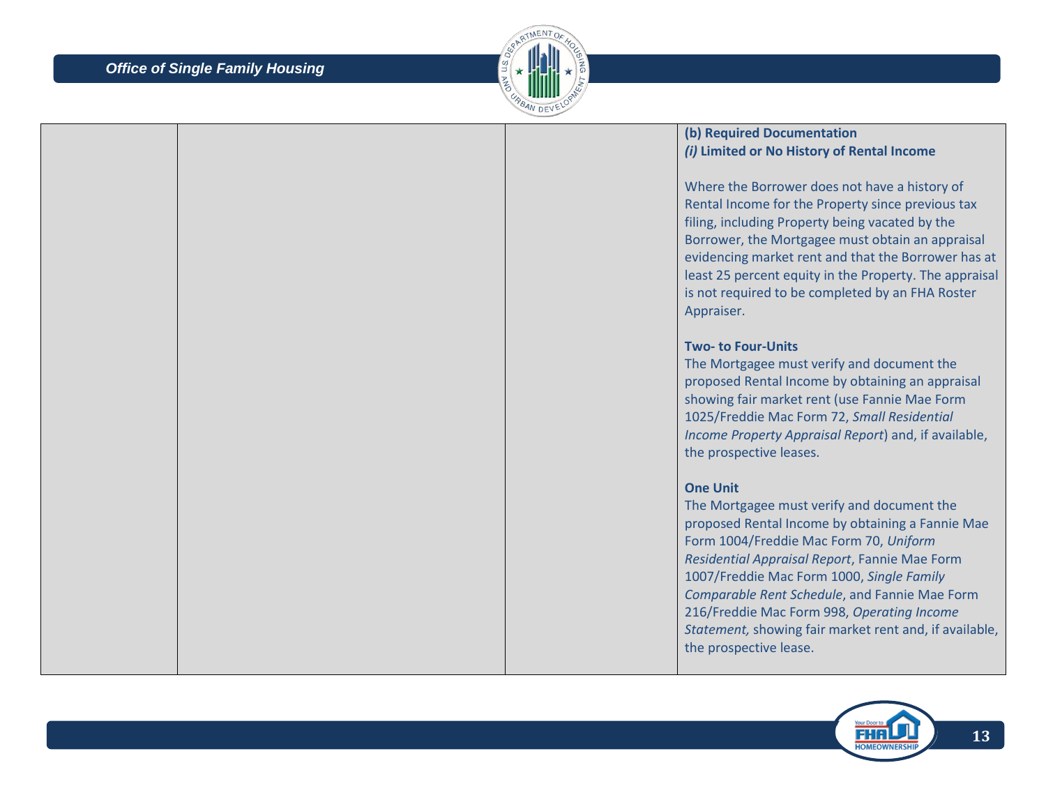| | | | **(b) Required Documentation**<br>***(i)* Limited or No History of Rental Income**<br><br>Where the Borrower does not have a history of Rental Income for the Property since previous tax filing, including Property being vacated by the Borrower, the Mortgagee must obtain an appraisal evidencing market rent and that the Borrower has at least 25 percent equity in the Property. The appraisal is not required to be completed by an FHA Roster Appraiser.<br><br>**Two- to Four-Units**<br>The Mortgagee must verify and document the proposed Rental Income by obtaining an appraisal showing fair market rent (use Fannie Mae Form 1025/Freddie Mac Form 72, *Small Residential Income Property Appraisal Report*) and, if available, the prospective leases.<br><br>**One Unit**<br>The Mortgagee must verify and document the proposed Rental Income by obtaining a Fannie Mae Form 1004/Freddie Mac Form 70, *Uniform Residential Appraisal Report*, Fannie Mae Form 1007/Freddie Mac Form 1000, *Single Family Comparable Rent Schedule*, and Fannie Mae Form 216/Freddie Mac Form 998, *Operating Income Statement,* showing fair market rent and, if available, the prospective lease. |
|---|---|---|---|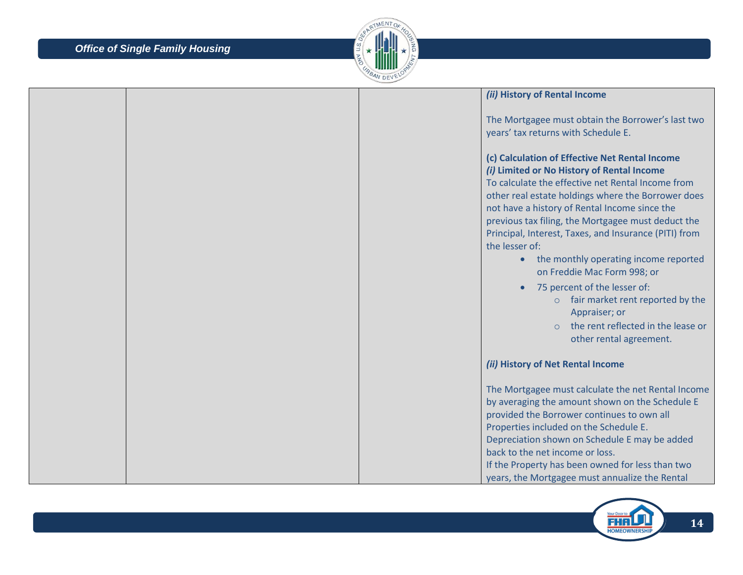| | | | ***(ii)* History of Rental Income**<br><br>The Mortgagee must obtain the Borrower's last two years' tax returns with Schedule E.<br><br>**(c) Calculation of Effective Net Rental Income**<br>***(i)* Limited or No History of Rental Income**<br>To calculate the effective net Rental Income from other real estate holdings where the Borrower does not have a history of Rental Income since the previous tax filing, the Mortgagee must deduct the Principal, Interest, Taxes, and Insurance (PITI) from the lesser of:<br>• the monthly operating income reported on Freddie Mac Form 998; or<br>• 75 percent of the lesser of:<br>&nbsp;&nbsp;&nbsp;&nbsp;o fair market rent reported by the Appraiser; or<br>&nbsp;&nbsp;&nbsp;&nbsp;o the rent reflected in the lease or other rental agreement.<br><br>***(ii)* History of Net Rental Income**<br><br>The Mortgagee must calculate the net Rental Income by averaging the amount shown on the Schedule E provided the Borrower continues to own all Properties included on the Schedule E.<br>Depreciation shown on Schedule E may be added back to the net income or loss.<br>If the Property has been owned for less than two years, the Mortgagee must annualize the Rental |
|---|---|---|---|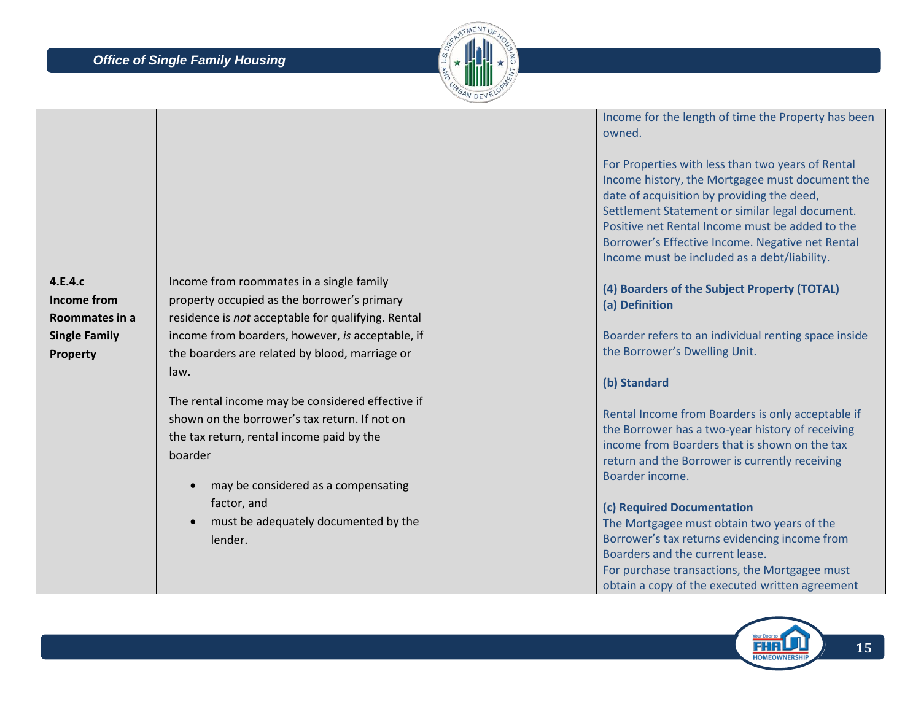| | | | |
|---|---|---|---|
| | | | Income for the length of time the Property has been owned.<br><br>For Properties with less than two years of Rental Income history, the Mortgagee must document the date of acquisition by providing the deed, Settlement Statement or similar legal document. Positive net Rental Income must be added to the Borrower's Effective Income. Negative net Rental Income must be included as a debt/liability. |
| **4.E.4.c Income from Roommates in a Single Family Property** | Income from roommates in a single family property occupied as the borrower's primary residence is *not* acceptable for qualifying. Rental income from boarders, however, *is* acceptable, if the boarders are related by blood, marriage or law.<br><br>The rental income may be considered effective if shown on the borrower's tax return. If not on the tax return, rental income paid by the boarder<br><br>• may be considered as a compensating factor, and<br>• must be adequately documented by the lender. | | **(4) Boarders of the Subject Property (TOTAL)**<br>**(a) Definition**<br><br>Boarder refers to an individual renting space inside the Borrower's Dwelling Unit.<br><br>**(b) Standard**<br><br>Rental Income from Boarders is only acceptable if the Borrower has a two-year history of receiving income from Boarders that is shown on the tax return and the Borrower is currently receiving Boarder income.<br><br>**(c) Required Documentation**<br>The Mortgagee must obtain two years of the Borrower's tax returns evidencing income from Boarders and the current lease.<br>For purchase transactions, the Mortgagee must obtain a copy of the executed written agreement |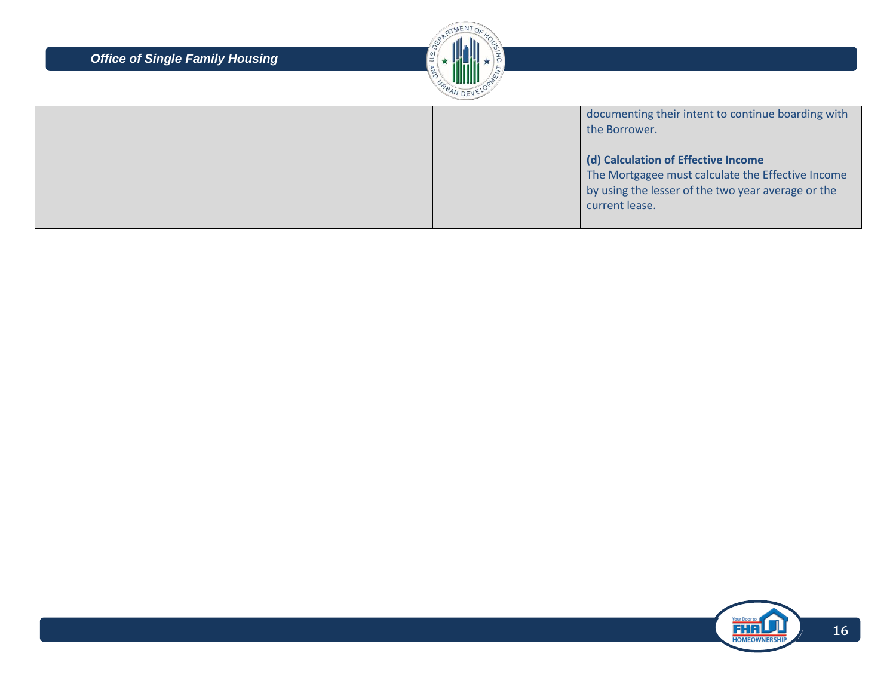| | | | |
|---|---|---|---|
| | | | documenting their intent to continue boarding with the Borrower.<br><br>**(d) Calculation of Effective Income**<br>The Mortgagee must calculate the Effective Income by using the lesser of the two year average or the current lease. |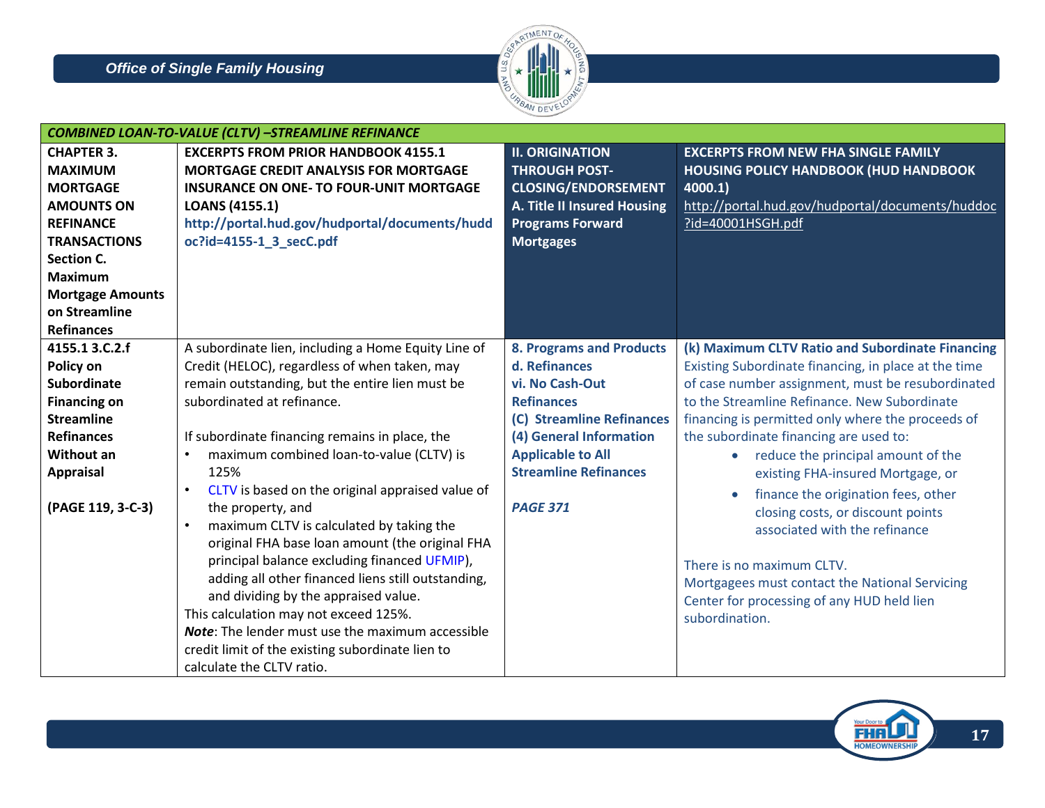| COMBINED LOAN-TO-VALUE (CLTV) –STREAMLINE REFINANCE | | | |
|---|---|---|---|
| **CHAPTER 3. MAXIMUM MORTGAGE AMOUNTS ON REFINANCE TRANSACTIONS Section C. Maximum Mortgage Amounts on Streamline Refinances** | **EXCERPTS FROM PRIOR HANDBOOK 4155.1 MORTGAGE CREDIT ANALYSIS FOR MORTGAGE INSURANCE ON ONE- TO FOUR-UNIT MORTGAGE LOANS (4155.1)** http://portal.hud.gov/hudportal/documents/huddoc?id=4155-1_3_secC.pdf | **II. ORIGINATION THROUGH POST-CLOSING/ENDORSEMENT A. Title II Insured Housing Programs Forward Mortgages** | **EXCERPTS FROM NEW FHA SINGLE FAMILY HOUSING POLICY HANDBOOK (HUD HANDBOOK 4000.1)** http://portal.hud.gov/hudportal/documents/huddoc?id=40001HSGH.pdf |
| **4155.1 3.C.2.f Policy on Subordinate Financing on Streamline Refinances Without an Appraisal**<br><br>**(PAGE 119, 3-C-3)** | A subordinate lien, including a Home Equity Line of Credit (HELOC), regardless of when taken, may remain outstanding, but the entire lien must be subordinated at refinance.<br><br>If subordinate financing remains in place, the<br>• maximum combined loan-to-value (CLTV) is 125%<br>• CLTV is based on the original appraised value of the property, and<br>• maximum CLTV is calculated by taking the original FHA base loan amount (the original FHA principal balance excluding financed UFMIP), adding all other financed liens still outstanding, and dividing by the appraised value.<br>This calculation may not exceed 125%.<br>***Note***: The lender must use the maximum accessible credit limit of the existing subordinate lien to calculate the CLTV ratio. | **8. Programs and Products d. Refinances vi. No Cash-Out Refinances (C) Streamline Refinances (4) General Information Applicable to All Streamline Refinances**<br><br>***PAGE 371*** | **(k) Maximum CLTV Ratio and Subordinate Financing**<br>Existing Subordinate financing, in place at the time of case number assignment, must be resubordinated to the Streamline Refinance. New Subordinate financing is permitted only where the proceeds of the subordinate financing are used to:<br>• reduce the principal amount of the existing FHA-insured Mortgage, or<br>• finance the origination fees, other closing costs, or discount points associated with the refinance<br><br>There is no maximum CLTV.<br>Mortgagees must contact the National Servicing Center for processing of any HUD held lien subordination. |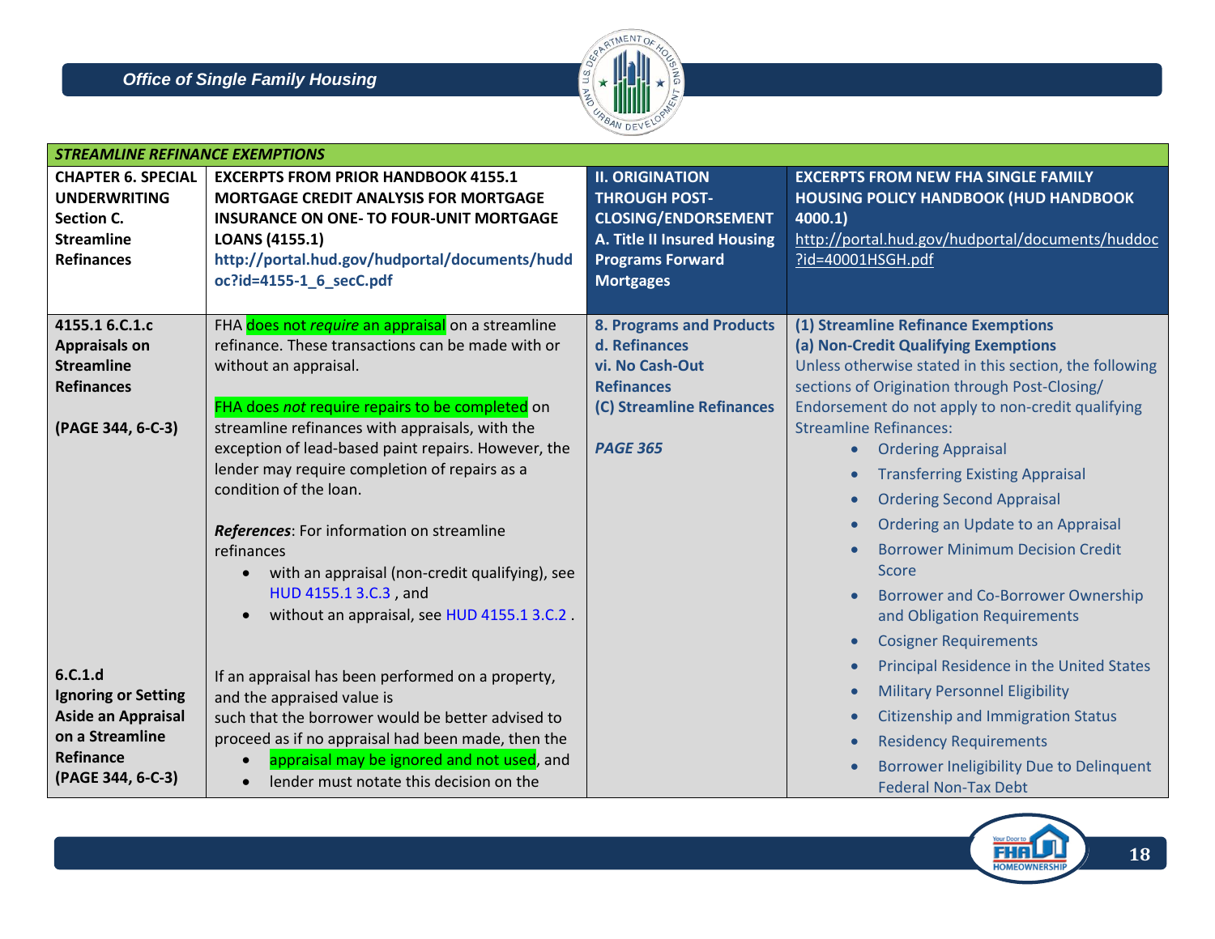| STREAMLINE REFINANCE EXEMPTIONS | | | |
|---|---|---|---|
| **CHAPTER 6. SPECIAL UNDERWRITING Section C. Streamline Refinances** | **EXCERPTS FROM PRIOR HANDBOOK 4155.1 MORTGAGE CREDIT ANALYSIS FOR MORTGAGE INSURANCE ON ONE- TO FOUR-UNIT MORTGAGE LOANS (4155.1)** **http://portal.hud.gov/hudportal/documents/huddoc?id=4155-1_6_secC.pdf** | **II. ORIGINATION THROUGH POST-CLOSING/ENDORSEMENT A. Title II Insured Housing Programs Forward Mortgages** | **EXCERPTS FROM NEW FHA SINGLE FAMILY HOUSING POLICY HANDBOOK (HUD HANDBOOK 4000.1)** http://portal.hud.gov/hudportal/documents/huddoc?id=40001HSGH.pdf |
| **4155.1 6.C.1.c Appraisals on Streamline Refinances**<br><br>**(PAGE 344, 6-C-3)**<br><br>**6.C.1.d Ignoring or Setting Aside an Appraisal on a Streamline Refinance (PAGE 344, 6-C-3)** | FHA does not *require* an appraisal on a streamline refinance. These transactions can be made with or without an appraisal.<br><br>FHA does *not* require repairs to be completed on streamline refinances with appraisals, with the exception of lead-based paint repairs. However, the lender may require completion of repairs as a condition of the loan.<br><br>***References***: For information on streamline refinances<br>• with an appraisal (non-credit qualifying), see HUD 4155.1 3.C.3 , and<br>• without an appraisal, see HUD 4155.1 3.C.2 .<br><br>If an appraisal has been performed on a property, and the appraised value is such that the borrower would be better advised to proceed as if no appraisal had been made, then the<br>• appraisal may be ignored and not used, and<br>• lender must notate this decision on the | **8. Programs and Products d. Refinances vi. No Cash-Out Refinances (C) Streamline Refinances**<br><br>***PAGE 365*** | **(1) Streamline Refinance Exemptions**<br>**(a) Non-Credit Qualifying Exemptions**<br>Unless otherwise stated in this section, the following sections of Origination through Post-Closing/ Endorsement do not apply to non-credit qualifying Streamline Refinances:<br>• Ordering Appraisal<br>• Transferring Existing Appraisal<br>• Ordering Second Appraisal<br>• Ordering an Update to an Appraisal<br>• Borrower Minimum Decision Credit Score<br>• Borrower and Co-Borrower Ownership and Obligation Requirements<br>• Cosigner Requirements<br>• Principal Residence in the United States<br>• Military Personnel Eligibility<br>• Citizenship and Immigration Status<br>• Residency Requirements<br>• Borrower Ineligibility Due to Delinquent Federal Non-Tax Debt |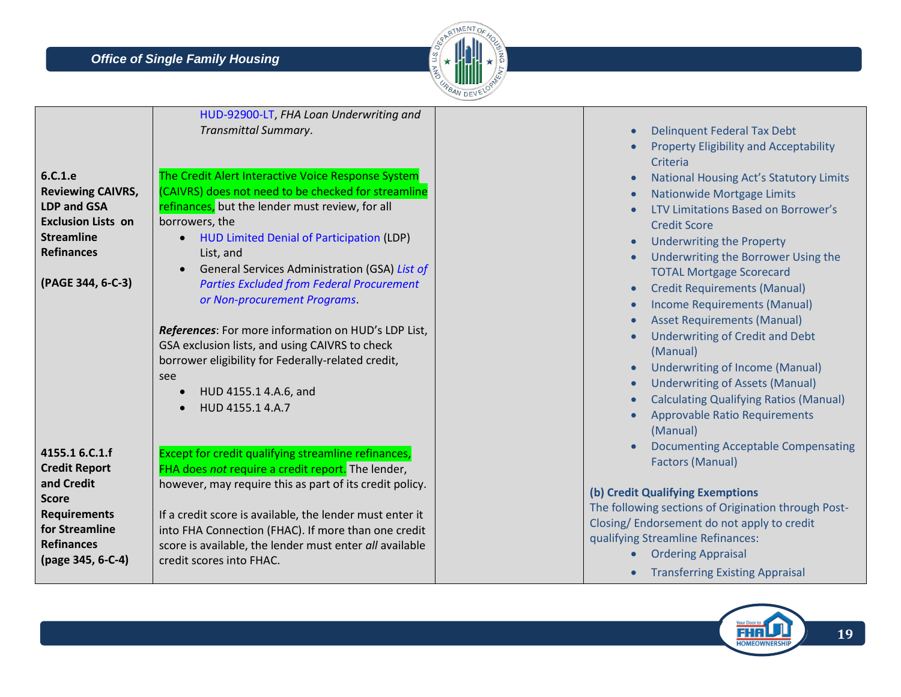| | | | |
|---|---|---|---|
| | HUD-92900-LT, *FHA Loan Underwriting and Transmittal Summary*. | | • Delinquent Federal Tax Debt<br>• Property Eligibility and Acceptability Criteria<br>• National Housing Act's Statutory Limits<br>• Nationwide Mortgage Limits<br>• LTV Limitations Based on Borrower's Credit Score<br>• Underwriting the Property<br>• Underwriting the Borrower Using the TOTAL Mortgage Scorecard<br>• Credit Requirements (Manual)<br>• Income Requirements (Manual)<br>• Asset Requirements (Manual)<br>• Underwriting of Credit and Debt (Manual)<br>• Underwriting of Income (Manual)<br>• Underwriting of Assets (Manual)<br>• Calculating Qualifying Ratios (Manual)<br>• Approvable Ratio Requirements (Manual)<br>• Documenting Acceptable Compensating Factors (Manual)<br><br>**(b) Credit Qualifying Exemptions**<br>The following sections of Origination through Post-Closing/ Endorsement do not apply to credit qualifying Streamline Refinances:<br>• Ordering Appraisal<br>• Transferring Existing Appraisal |
| **6.C.1.e Reviewing CAIVRS, LDP and GSA Exclusion Lists on Streamline Refinances**<br><br>**(PAGE 344, 6-C-3)** | The Credit Alert Interactive Voice Response System (CAIVRS) does not need to be checked for streamline refinances, but the lender must review, for all borrowers, the<br>• HUD Limited Denial of Participation (LDP) List, and<br>• General Services Administration (GSA) *List of Parties Excluded from Federal Procurement or Non-procurement Programs*.<br><br>***References***: For more information on HUD's LDP List, GSA exclusion lists, and using CAIVRS to check borrower eligibility for Federally-related credit, see<br>• HUD 4155.1 4.A.6, and<br>• HUD 4155.1 4.A.7 | | |
| **4155.1 6.C.1.f Credit Report and Credit Score Requirements for Streamline Refinances (page 345, 6-C-4)** | Except for credit qualifying streamline refinances, FHA does *not* require a credit report. The lender, however, may require this as part of its credit policy.<br><br>If a credit score is available, the lender must enter it into FHA Connection (FHAC). If more than one credit score is available, the lender must enter *all* available credit scores into FHAC. | | |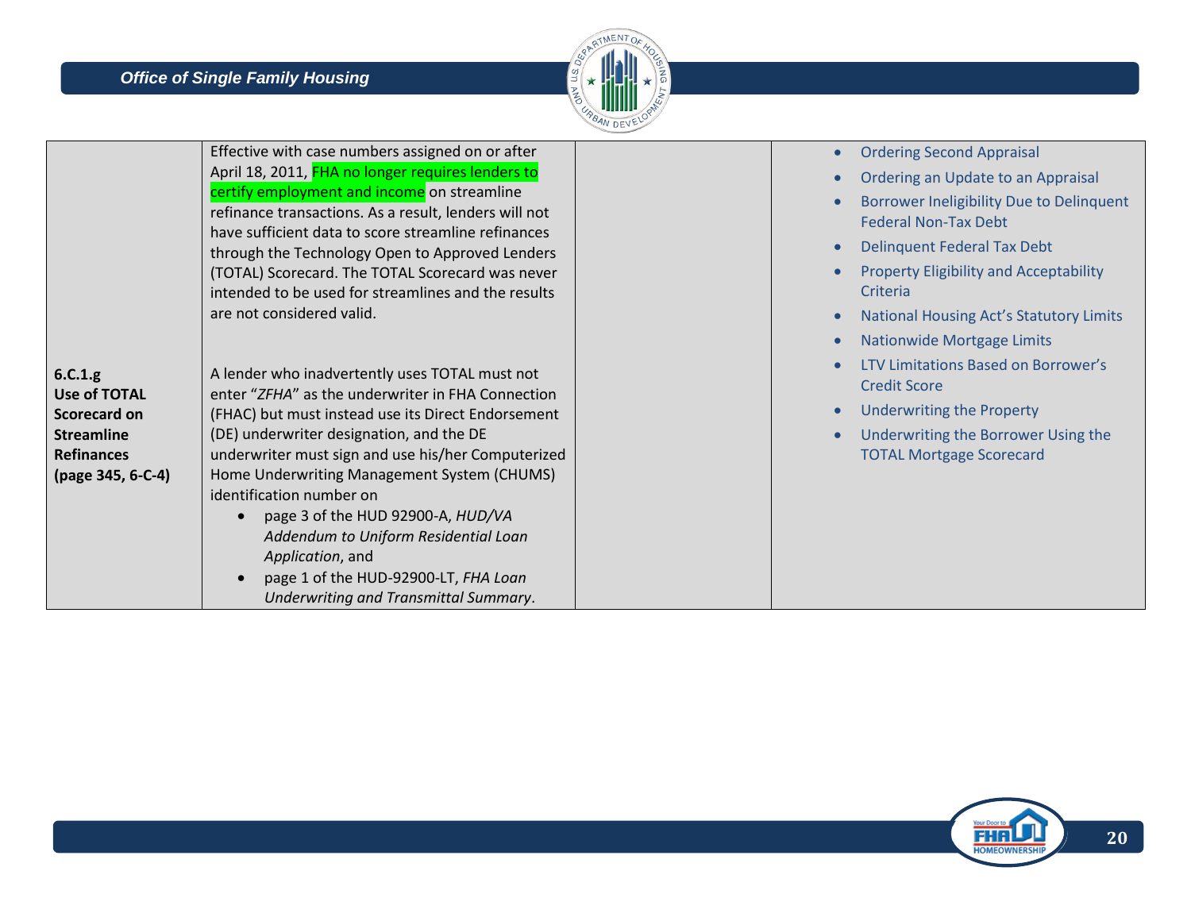| 6.C.1.g Use of TOTAL Scorecard on Streamline Refinances (page 345, 6-C-4) | Effective with case numbers assigned on or after April 18, 2011, FHA no longer requires lenders to certify employment and income on streamline refinance transactions. As a result, lenders will not have sufficient data to score streamline refinances through the Technology Open to Approved Lenders (TOTAL) Scorecard. The TOTAL Scorecard was never intended to be used for streamlines and the results are not considered valid.<br><br>A lender who inadvertently uses TOTAL must not enter "*ZFHA*" as the underwriter in FHA Connection (FHAC) but must instead use its Direct Endorsement (DE) underwriter designation, and the DE underwriter must sign and use his/her Computerized Home Underwriting Management System (CHUMS) identification number on<br>• page 3 of the HUD 92900-A, *HUD/VA Addendum to Uniform Residential Loan Application*, and<br>• page 1 of the HUD-92900-LT, *FHA Loan Underwriting and Transmittal Summary*. | | • Ordering Second Appraisal<br>• Ordering an Update to an Appraisal<br>• Borrower Ineligibility Due to Delinquent Federal Non-Tax Debt<br>• Delinquent Federal Tax Debt<br>• Property Eligibility and Acceptability Criteria<br>• National Housing Act's Statutory Limits<br>• Nationwide Mortgage Limits<br>• LTV Limitations Based on Borrower's Credit Score<br>• Underwriting the Property<br>• Underwriting the Borrower Using the TOTAL Mortgage Scorecard |
|---|---|---|---|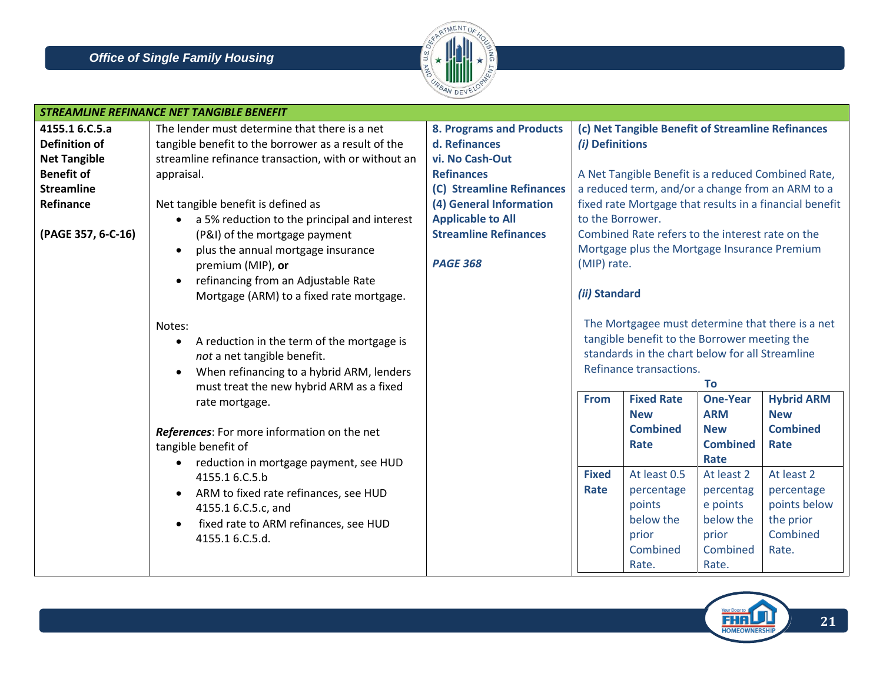| STREAMLINE REFINANCE NET TANGIBLE BENEFIT | | | |
|---|---|---|---|
| **4155.1 6.C.5.a Definition of Net Tangible Benefit of Streamline Refinance**<br><br>**(PAGE 357, 6-C-16)** | The lender must determine that there is a net tangible benefit to the borrower as a result of the streamline refinance transaction, with or without an appraisal.<br><br>Net tangible benefit is defined as<br>• a 5% reduction to the principal and interest (P&I) of the mortgage payment<br>• plus the annual mortgage insurance premium (MIP), **or**<br>• refinancing from an Adjustable Rate Mortgage (ARM) to a fixed rate mortgage.<br><br>Notes:<br>• A reduction in the term of the mortgage is *not* a net tangible benefit.<br>• When refinancing to a hybrid ARM, lenders must treat the new hybrid ARM as a fixed rate mortgage.<br><br>***References***: For more information on the net tangible benefit of<br>• reduction in mortgage payment, see HUD 4155.1 6.C.5.b<br>• ARM to fixed rate refinances, see HUD 4155.1 6.C.5.c, and<br>• fixed rate to ARM refinances, see HUD 4155.1 6.C.5.d. | **8. Programs and Products**<br>**d. Refinances**<br>**vi. No Cash-Out Refinances**<br>**(C) Streamline Refinances**<br>**(4) General Information Applicable to All Streamline Refinances**<br><br>***PAGE 368*** | **(c) Net Tangible Benefit of Streamline Refinances**<br>***(i)* Definitions**<br><br>A Net Tangible Benefit is a reduced Combined Rate, a reduced term, and/or a change from an ARM to a fixed rate Mortgage that results in a financial benefit to the Borrower.<br>Combined Rate refers to the interest rate on the Mortgage plus the Mortgage Insurance Premium (MIP) rate.<br><br>***(ii)* Standard**<br><br>The Mortgagee must determine that there is a net tangible benefit to the Borrower meeting the standards in the chart below for all Streamline Refinance transactions. |

| From | To: Fixed Rate New Combined Rate | To: One-Year ARM New Combined Rate | To: Hybrid ARM New Combined Rate |
|---|---|---|---|
| **Fixed Rate** | At least 0.5 percentage points below the prior Combined Rate. | At least 2 percentage points below the prior Combined Rate. | At least 2 percentage points below the prior Combined Rate. |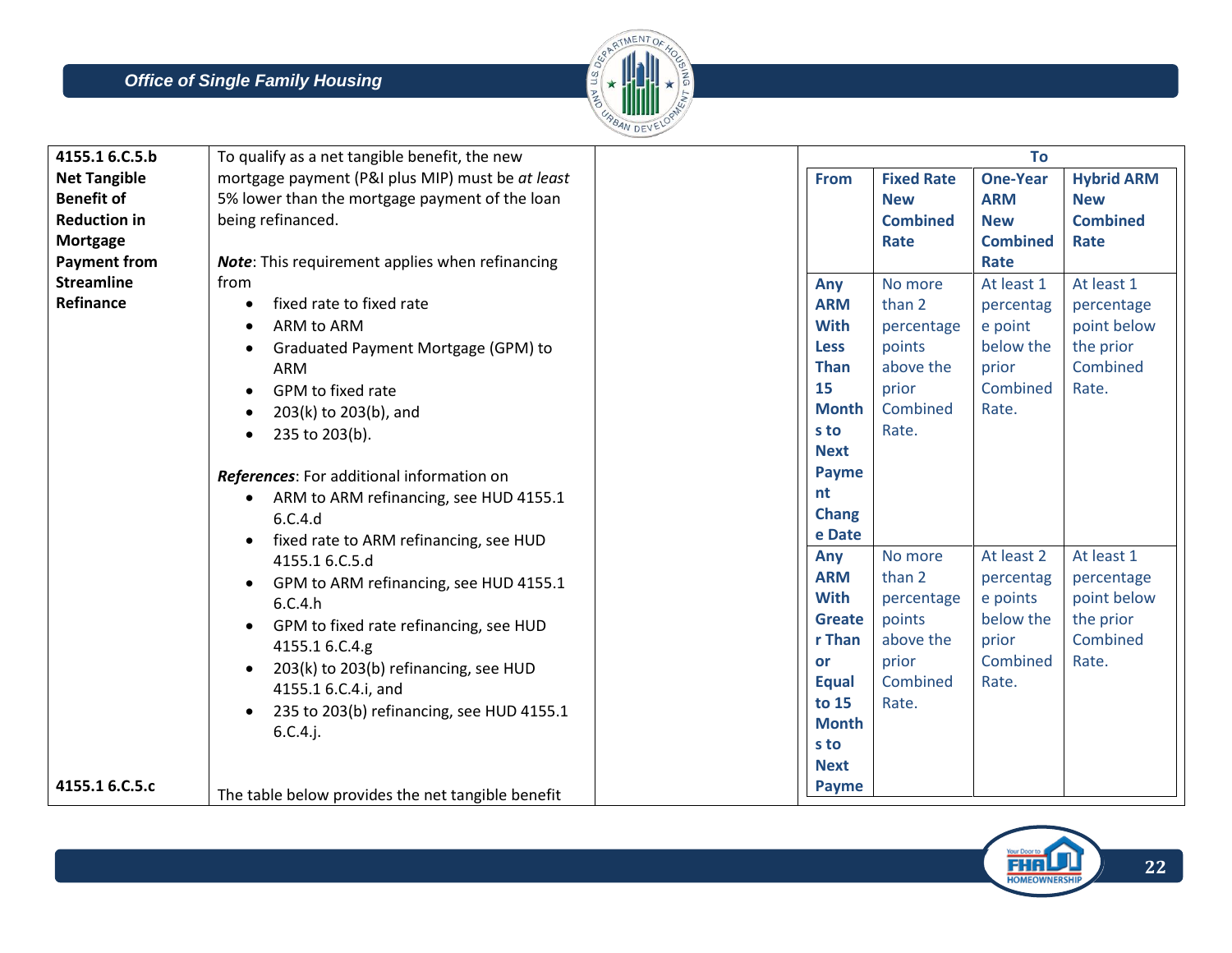| | | | |
|---|---|---|---|
| **4155.1 6.C.5.b**<br>**Net Tangible Benefit of Reduction in Mortgage Payment from Streamline Refinance** | To qualify as a net tangible benefit, the new mortgage payment (P&I plus MIP) must be *at least* 5% lower than the mortgage payment of the loan being refinanced.<br><br>***Note***: This requirement applies when refinancing from<br>• fixed rate to fixed rate<br>• ARM to ARM<br>• Graduated Payment Mortgage (GPM) to ARM<br>• GPM to fixed rate<br>• 203(k) to 203(b), and<br>• 235 to 203(b).<br><br>***References***: For additional information on<br>• ARM to ARM refinancing, see HUD 4155.1 6.C.4.d<br>• fixed rate to ARM refinancing, see HUD 4155.1 6.C.5.d<br>• GPM to ARM refinancing, see HUD 4155.1 6.C.4.h<br>• GPM to fixed rate refinancing, see HUD 4155.1 6.C.4.g<br>• 203(k) to 203(b) refinancing, see HUD 4155.1 6.C.4.i, and<br>• 235 to 203(b) refinancing, see HUD 4155.1 6.C.4.j. | | |
| **4155.1 6.C.5.c** | The table below provides the net tangible benefit | | |

| | **To** | | |
|---|---|---|---|
| **From** | **Fixed Rate New Combined Rate** | **One-Year ARM New Combined Rate** | **Hybrid ARM New Combined Rate** |
| **Any ARM With Less Than 15 Months to Next Payment Change Date** | No more than 2 percentage points above the prior Combined Rate. | At least 1 percentage point below the prior Combined Rate. | At least 1 percentage point below the prior Combined Rate. |
| **Any ARM With Greater Than or Equal to 15 Months to Next Payme** | No more than 2 percentage points above the prior Combined Rate. | At least 2 percentage points below the prior Combined Rate. | At least 1 percentage point below the prior Combined Rate. |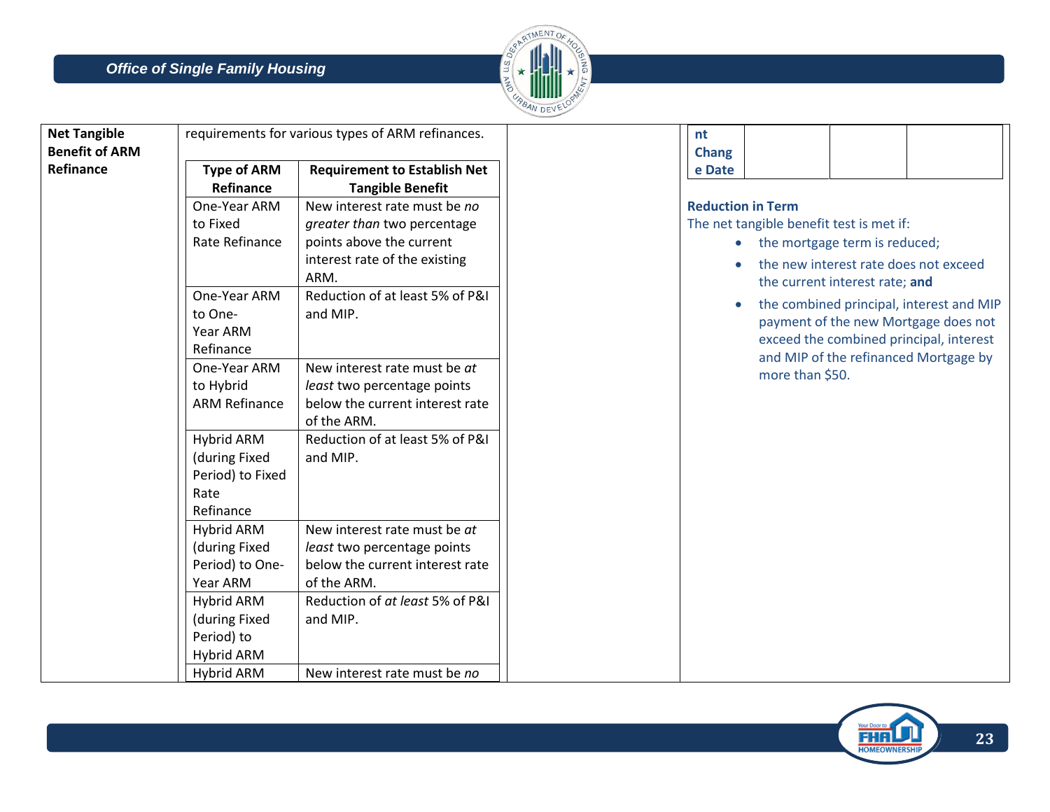| Net Tangible Benefit of ARM Refinance | requirements for various types of ARM refinances. | | **nt Change Date** | | | |
|---|---|---|---|---|---|---|
| | | | | | | |

| Type of ARM Refinance | Requirement to Establish Net Tangible Benefit |
|---|---|
| One-Year ARM to Fixed Rate Refinance | New interest rate must be *no greater than* two percentage points above the current interest rate of the existing ARM. |
| One-Year ARM to One-Year ARM Refinance | Reduction of at least 5% of P&I and MIP. |
| One-Year ARM to Hybrid ARM Refinance | New interest rate must be *at least* two percentage points below the current interest rate of the ARM. |
| Hybrid ARM (during Fixed Period) to Fixed Rate Refinance | Reduction of at least 5% of P&I and MIP. |
| Hybrid ARM (during Fixed Period) to One-Year ARM | New interest rate must be *at least* two percentage points below the current interest rate of the ARM. |
| Hybrid ARM (during Fixed Period) to Hybrid ARM | Reduction of *at least* 5% of P&I and MIP. |
| Hybrid ARM | New interest rate must be *no* |

**Reduction in Term**

The net tangible benefit test is met if:

- the mortgage term is reduced;
- the new interest rate does not exceed the current interest rate; **and**
- the combined principal, interest and MIP payment of the new Mortgage does not exceed the combined principal, interest and MIP of the refinanced Mortgage by more than $50.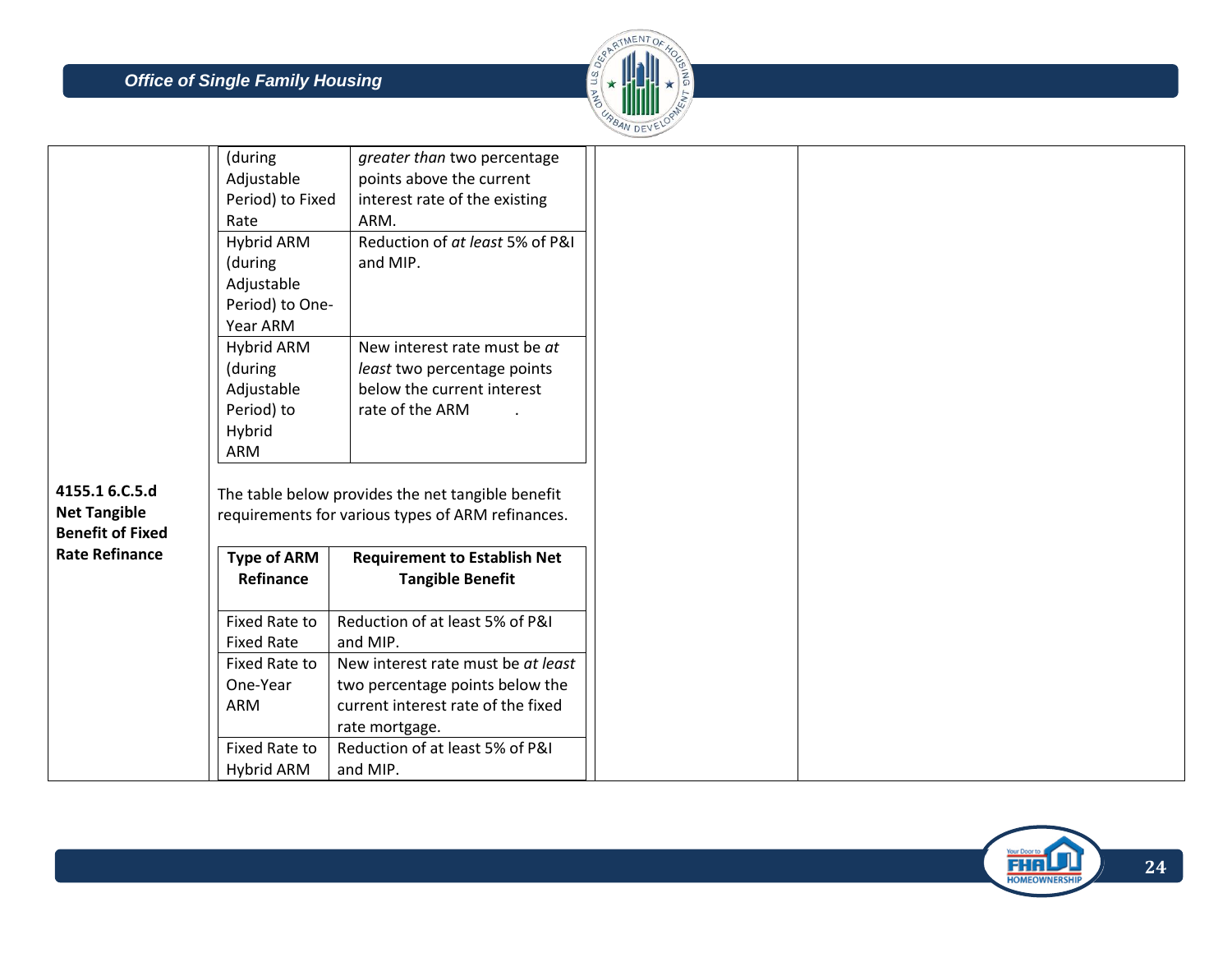| Type of ARM Refinance | Requirement to Establish Net Tangible Benefit |
| --- | --- |
| Hybrid ARM (during Adjustable Period) to Fixed Rate | New interest rate must be no *greater than* two percentage points above the current interest rate of the existing ARM. |
| Hybrid ARM (during Adjustable Period) to One-Year ARM | Reduction of *at least* 5% of P&I and MIP. |
| Hybrid ARM (during Adjustable Period) to Hybrid ARM | New interest rate must be *at least* two percentage points below the current interest rate of the ARM . |

**4155.1 6.C.5.d Net Tangible Benefit of Fixed Rate Refinance**

The table below provides the net tangible benefit requirements for various types of ARM refinances.

| Type of ARM Refinance | Requirement to Establish Net Tangible Benefit |
| --- | --- |
| Fixed Rate to Fixed Rate | Reduction of at least 5% of P&I and MIP. |
| Fixed Rate to One-Year ARM | New interest rate must be *at least* two percentage points below the current interest rate of the fixed rate mortgage. |
| Fixed Rate to Hybrid ARM | Reduction of at least 5% of P&I and MIP. |